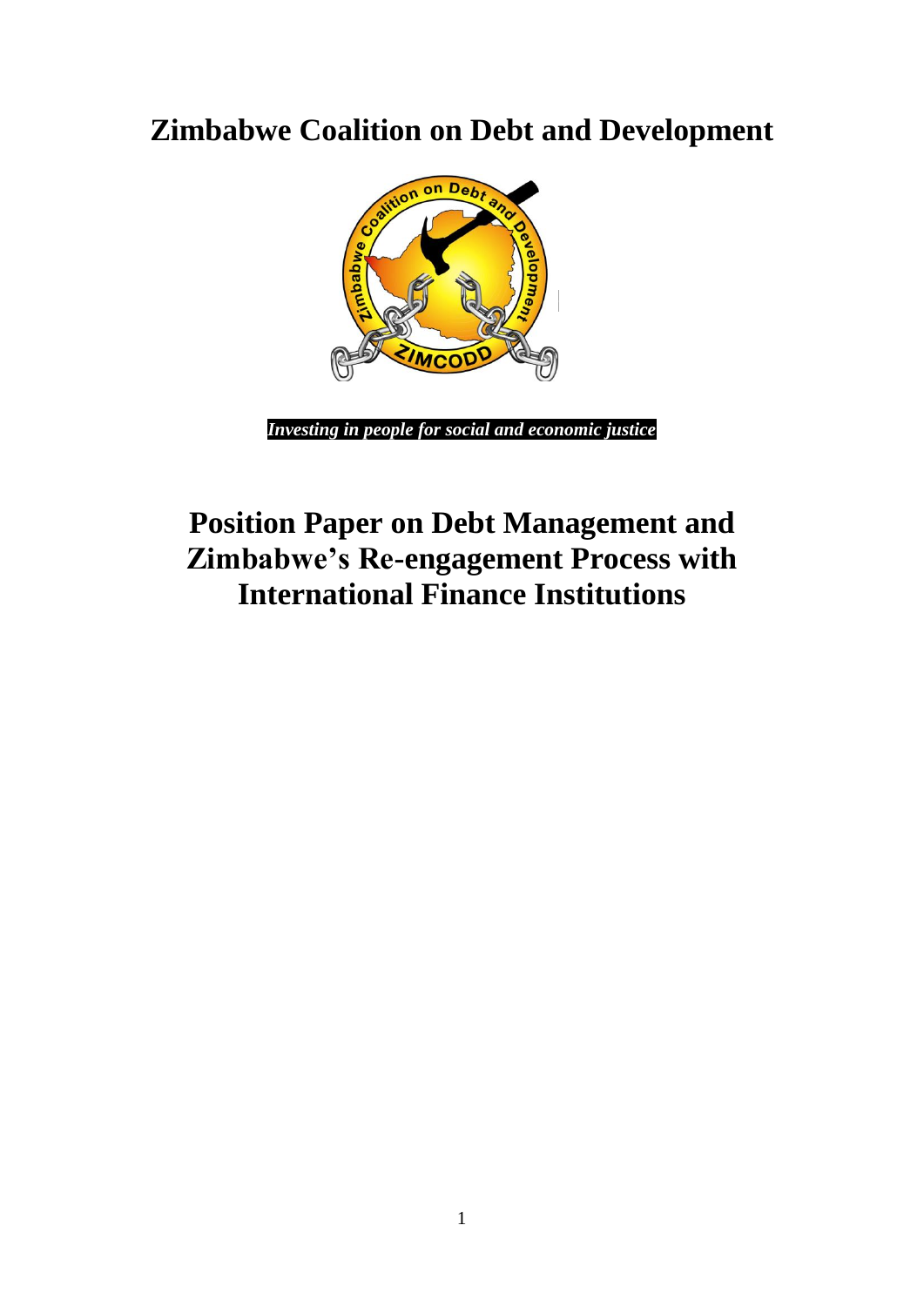# Zimbabwe Coalition on Debt and Development

*Investing in people for social and economic justice*

# Position Paper on Debt Management and Zimbabwe's Re-engagement Process with International Finance Institutions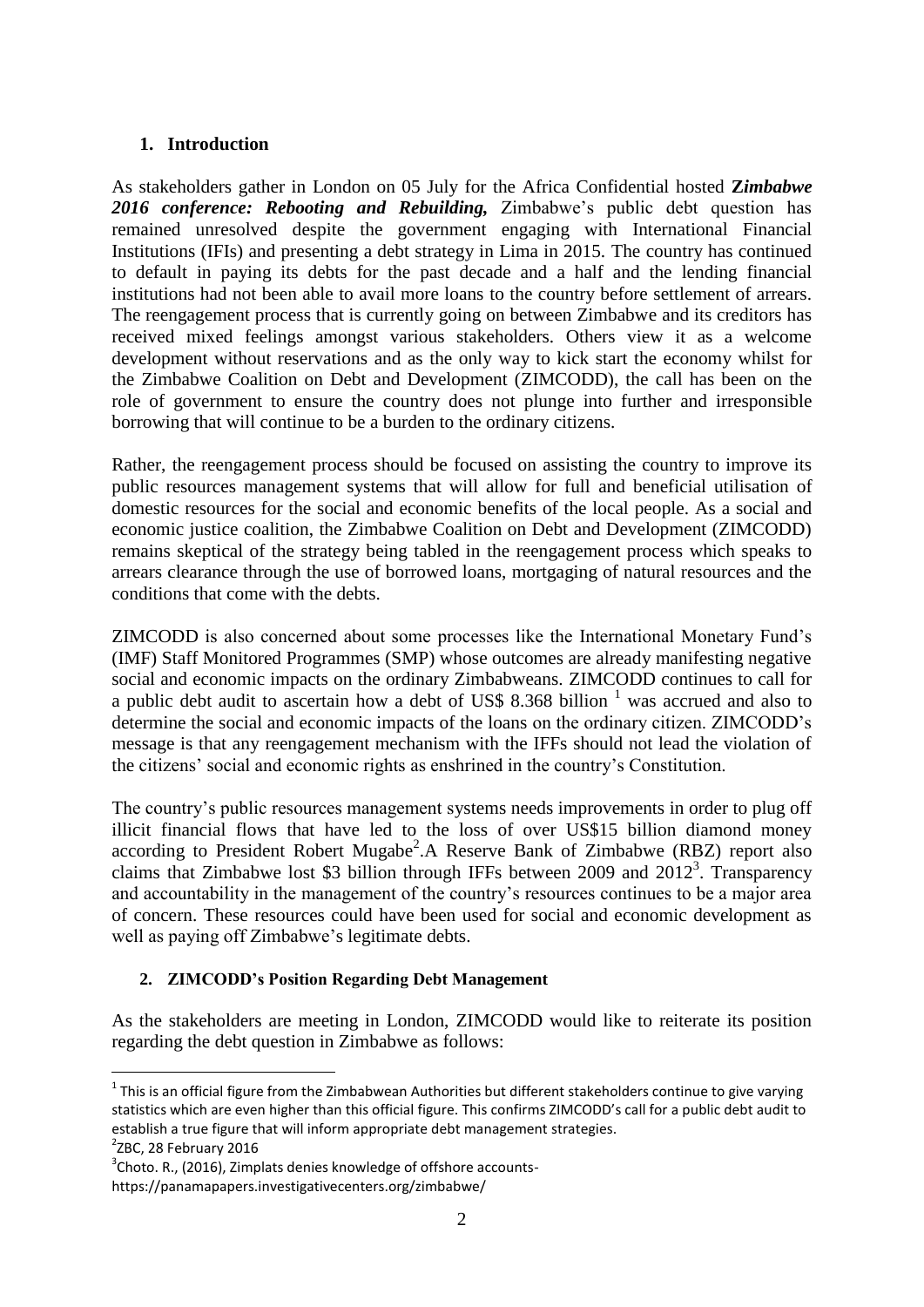## 1. Introduction

As stakeholders gather in London on 05 July for the Africa Confidential hosted ***Zimbabwe 2016 conference: Rebooting and Rebuilding,*** Zimbabwe's public debt question has remained unresolved despite the government engaging with International Financial Institutions (IFIs) and presenting a debt strategy in Lima in 2015. The country has continued to default in paying its debts for the past decade and a half and the lending financial institutions had not been able to avail more loans to the country before settlement of arrears. The reengagement process that is currently going on between Zimbabwe and its creditors has received mixed feelings amongst various stakeholders. Others view it as a welcome development without reservations and as the only way to kick start the economy whilst for the Zimbabwe Coalition on Debt and Development (ZIMCODD), the call has been on the role of government to ensure the country does not plunge into further and irresponsible borrowing that will continue to be a burden to the ordinary citizens.

Rather, the reengagement process should be focused on assisting the country to improve its public resources management systems that will allow for full and beneficial utilisation of domestic resources for the social and economic benefits of the local people. As a social and economic justice coalition, the Zimbabwe Coalition on Debt and Development (ZIMCODD) remains skeptical of the strategy being tabled in the reengagement process which speaks to arrears clearance through the use of borrowed loans, mortgaging of natural resources and the conditions that come with the debts.

ZIMCODD is also concerned about some processes like the International Monetary Fund's (IMF) Staff Monitored Programmes (SMP) whose outcomes are already manifesting negative social and economic impacts on the ordinary Zimbabweans. ZIMCODD continues to call for a public debt audit to ascertain how a debt of US$ 8.368 billion [1] was accrued and also to determine the social and economic impacts of the loans on the ordinary citizen. ZIMCODD's message is that any reengagement mechanism with the IFFs should not lead the violation of the citizens' social and economic rights as enshrined in the country's Constitution.

The country's public resources management systems needs improvements in order to plug off illicit financial flows that have led to the loss of over US$15 billion diamond money according to President Robert Mugabe[2].A Reserve Bank of Zimbabwe (RBZ) report also claims that Zimbabwe lost $3 billion through IFFs between 2009 and 2012[3]. Transparency and accountability in the management of the country's resources continues to be a major area of concern. These resources could have been used for social and economic development as well as paying off Zimbabwe's legitimate debts.

## 2. ZIMCODD's Position Regarding Debt Management

As the stakeholders are meeting in London, ZIMCODD would like to reiterate its position regarding the debt question in Zimbabwe as follows:

---

[1] This is an official figure from the Zimbabwean Authorities but different stakeholders continue to give varying statistics which are even higher than this official figure. This confirms ZIMCODD's call for a public debt audit to establish a true figure that will inform appropriate debt management strategies.

[2] ZBC, 28 February 2016

[3] Choto. R., (2016), Zimplats denies knowledge of offshore accounts- https://panamapapers.investigativecenters.org/zimbabwe/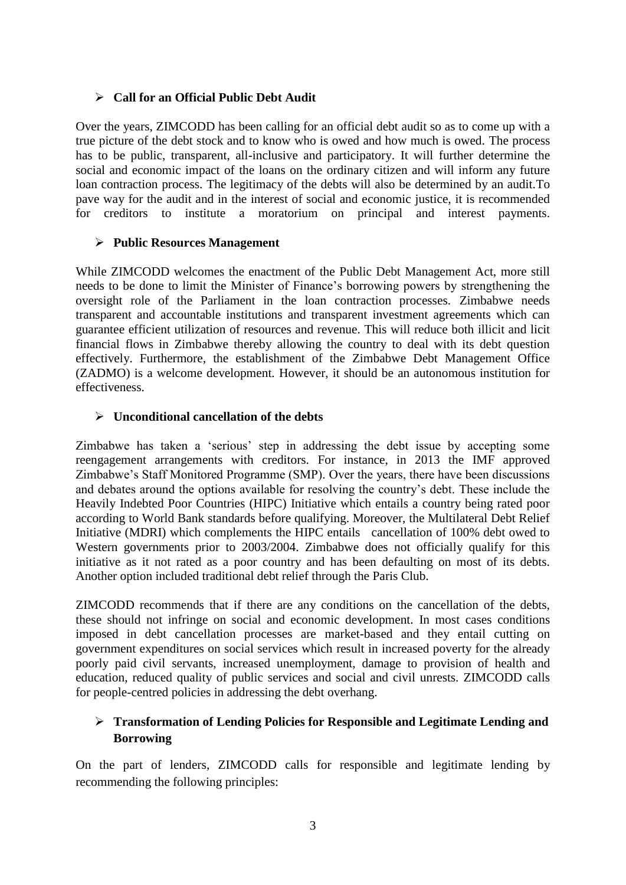- **Call for an Official Public Debt Audit**

Over the years, ZIMCODD has been calling for an official debt audit so as to come up with a true picture of the debt stock and to know who is owed and how much is owed. The process has to be public, transparent, all-inclusive and participatory. It will further determine the social and economic impact of the loans on the ordinary citizen and will inform any future loan contraction process. The legitimacy of the debts will also be determined by an audit.To pave way for the audit and in the interest of social and economic justice, it is recommended for creditors to institute a moratorium on principal and interest payments.

- **Public Resources Management**

While ZIMCODD welcomes the enactment of the Public Debt Management Act, more still needs to be done to limit the Minister of Finance's borrowing powers by strengthening the oversight role of the Parliament in the loan contraction processes. Zimbabwe needs transparent and accountable institutions and transparent investment agreements which can guarantee efficient utilization of resources and revenue. This will reduce both illicit and licit financial flows in Zimbabwe thereby allowing the country to deal with its debt question effectively. Furthermore, the establishment of the Zimbabwe Debt Management Office (ZADMO) is a welcome development. However, it should be an autonomous institution for effectiveness.

- **Unconditional cancellation of the debts**

Zimbabwe has taken a 'serious' step in addressing the debt issue by accepting some reengagement arrangements with creditors. For instance, in 2013 the IMF approved Zimbabwe's Staff Monitored Programme (SMP). Over the years, there have been discussions and debates around the options available for resolving the country's debt. These include the Heavily Indebted Poor Countries (HIPC) Initiative which entails a country being rated poor according to World Bank standards before qualifying. Moreover, the Multilateral Debt Relief Initiative (MDRI) which complements the HIPC entails cancellation of 100% debt owed to Western governments prior to 2003/2004. Zimbabwe does not officially qualify for this initiative as it not rated as a poor country and has been defaulting on most of its debts. Another option included traditional debt relief through the Paris Club.

ZIMCODD recommends that if there are any conditions on the cancellation of the debts, these should not infringe on social and economic development. In most cases conditions imposed in debt cancellation processes are market-based and they entail cutting on government expenditures on social services which result in increased poverty for the already poorly paid civil servants, increased unemployment, damage to provision of health and education, reduced quality of public services and social and civil unrests. ZIMCODD calls for people-centred policies in addressing the debt overhang.

- **Transformation of Lending Policies for Responsible and Legitimate Lending and Borrowing**

On the part of lenders, ZIMCODD calls for responsible and legitimate lending by recommending the following principles: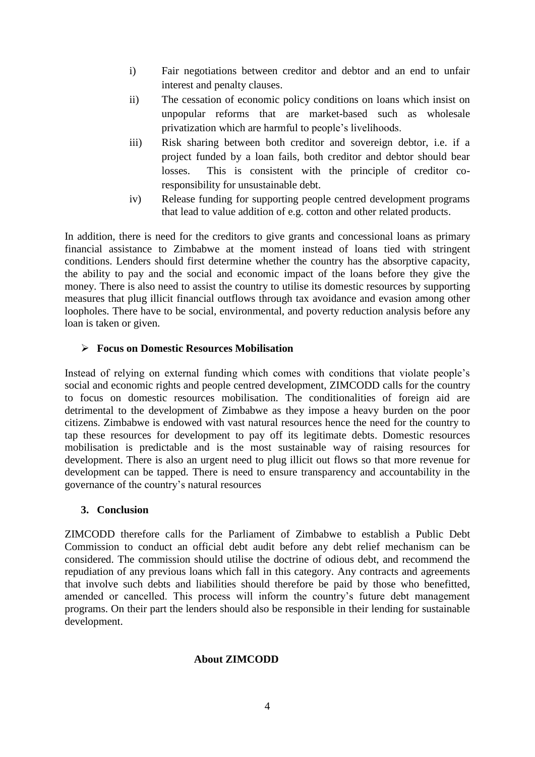i) Fair negotiations between creditor and debtor and an end to unfair interest and penalty clauses.

ii) The cessation of economic policy conditions on loans which insist on unpopular reforms that are market-based such as wholesale privatization which are harmful to people's livelihoods.

iii) Risk sharing between both creditor and sovereign debtor, i.e. if a project funded by a loan fails, both creditor and debtor should bear losses. This is consistent with the principle of creditor co-responsibility for unsustainable debt.

iv) Release funding for supporting people centred development programs that lead to value addition of e.g. cotton and other related products.

In addition, there is need for the creditors to give grants and concessional loans as primary financial assistance to Zimbabwe at the moment instead of loans tied with stringent conditions. Lenders should first determine whether the country has the absorptive capacity, the ability to pay and the social and economic impact of the loans before they give the money. There is also need to assist the country to utilise its domestic resources by supporting measures that plug illicit financial outflows through tax avoidance and evasion among other loopholes. There have to be social, environmental, and poverty reduction analysis before any loan is taken or given.

- **Focus on Domestic Resources Mobilisation**

Instead of relying on external funding which comes with conditions that violate people's social and economic rights and people centred development, ZIMCODD calls for the country to focus on domestic resources mobilisation. The conditionalities of foreign aid are detrimental to the development of Zimbabwe as they impose a heavy burden on the poor citizens. Zimbabwe is endowed with vast natural resources hence the need for the country to tap these resources for development to pay off its legitimate debts. Domestic resources mobilisation is predictable and is the most sustainable way of raising resources for development. There is also an urgent need to plug illicit out flows so that more revenue for development can be tapped. There is need to ensure transparency and accountability in the governance of the country's natural resources

## 3. Conclusion

ZIMCODD therefore calls for the Parliament of Zimbabwe to establish a Public Debt Commission to conduct an official debt audit before any debt relief mechanism can be considered. The commission should utilise the doctrine of odious debt, and recommend the repudiation of any previous loans which fall in this category. Any contracts and agreements that involve such debts and liabilities should therefore be paid by those who benefitted, amended or cancelled. This process will inform the country's future debt management programs. On their part the lenders should also be responsible in their lending for sustainable development.

## About ZIMCODD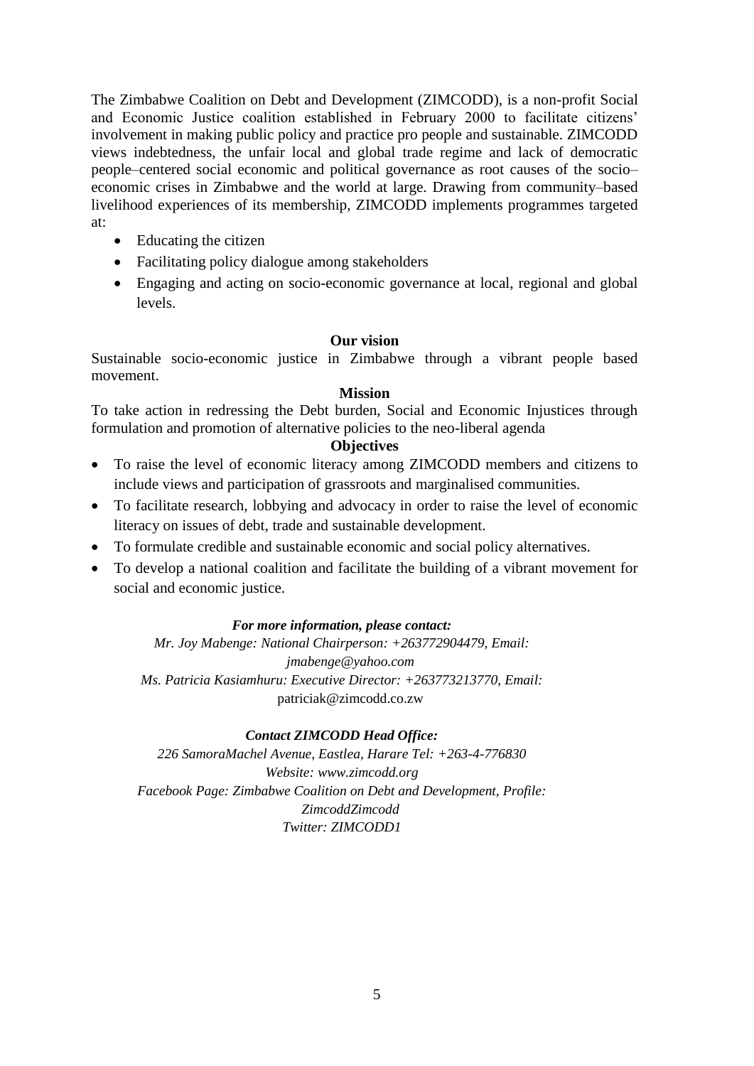The Zimbabwe Coalition on Debt and Development (ZIMCODD), is a non-profit Social and Economic Justice coalition established in February 2000 to facilitate citizens' involvement in making public policy and practice pro people and sustainable. ZIMCODD views indebtedness, the unfair local and global trade regime and lack of democratic people–centered social economic and political governance as root causes of the socio–economic crises in Zimbabwe and the world at large. Drawing from community–based livelihood experiences of its membership, ZIMCODD implements programmes targeted at:

- Educating the citizen
- Facilitating policy dialogue among stakeholders
- Engaging and acting on socio-economic governance at local, regional and global levels.

**Our vision**

Sustainable socio-economic justice in Zimbabwe through a vibrant people based movement.

**Mission**

To take action in redressing the Debt burden, Social and Economic Injustices through formulation and promotion of alternative policies to the neo-liberal agenda

**Objectives**

- To raise the level of economic literacy among ZIMCODD members and citizens to include views and participation of grassroots and marginalised communities.
- To facilitate research, lobbying and advocacy in order to raise the level of economic literacy on issues of debt, trade and sustainable development.
- To formulate credible and sustainable economic and social policy alternatives.
- To develop a national coalition and facilitate the building of a vibrant movement for social and economic justice.

***For more information, please contact:***

*Mr. Joy Mabenge: National Chairperson: +263772904479, Email: jmabenge@yahoo.com*

*Ms. Patricia Kasiamhuru: Executive Director: +263773213770, Email:* patriciak@zimcodd.co.zw

***Contact ZIMCODD Head Office:***

*226 SamoraMachel Avenue, Eastlea, Harare Tel: +263-4-776830*

*Website: www.zimcodd.org*

*Facebook Page: Zimbabwe Coalition on Debt and Development, Profile: ZimcoddZimcodd*

*Twitter: ZIMCODD1*